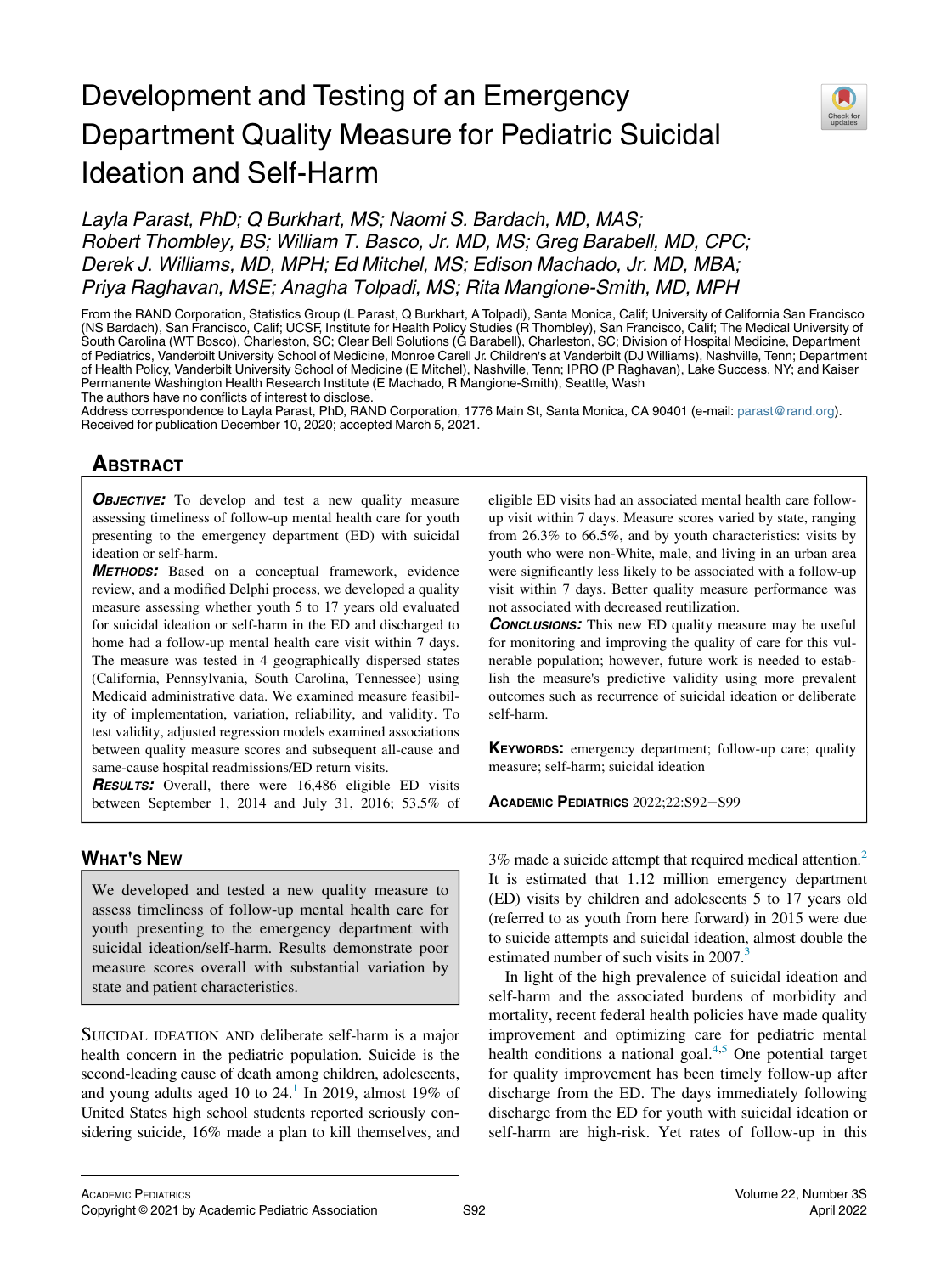# Development and Testing of an Emergency Department Quality Measure for Pediatric Suicidal Ideation and Self-Harm

*Layla Parast, PhD; Q Burkhart, MS; Naomi S. Bardach, MD, MAS; Robert Thombley, BS; William T. Basco, Jr. MD, MS; Greg Barabell, MD, CPC; Derek J. Williams, MD, MPH; Ed Mitchel, MS; Edison Machado, Jr. MD, MBA; Priya Raghavan, MSE; Anagha Tolpadi, MS; Rita Mangione-Smith, MD, MPH*

From the RAND Corporation, Statistics Group (L Parast, Q Burkhart, A Tolpadi), Santa Monica, Calif; University of California San Francisco (NS Bardach), San Francisco, Calif; UCSF, Institute for Health Policy Studies (R Thombley), San Francisco, Calif; The Medical University of South Carolina (WT Bosco), Charleston, SC; Clear Bell Solutions (G Barabell), Charleston, SC; Division of Hospital Medicine, Department of Pediatrics, Vanderbilt University School of Medicine, Monroe Carell Jr. Children's at Vanderbilt (DJ Williams), Nashville, Tenn; Department of Health Policy, Vanderbilt University School of Medicine (E Mitchel), Nashville, Tenn; IPRO (P Raghavan), Lake Success, NY; and Kaiser Permanente Washington Health Research Institute (E Machado, R Mangione-Smith), Seattle, Wash

The authors have no conflicts of interest to disclose.

Address correspondence to Layla Parast, PhD, RAND Corporation, 1776 Main St, Santa Monica, CA 90401 (e-mail: parast@rand.org).

Received for publication December 10, 2020; accepted March 5, 2021.

## Abstract

***Objective:*** To develop and test a new quality measure assessing timeliness of follow-up mental health care for youth presenting to the emergency department (ED) with suicidal ideation or self-harm.

***Methods:*** Based on a conceptual framework, evidence review, and a modified Delphi process, we developed a quality measure assessing whether youth 5 to 17 years old evaluated for suicidal ideation or self-harm in the ED and discharged to home had a follow-up mental health care visit within 7 days. The measure was tested in 4 geographically dispersed states (California, Pennsylvania, South Carolina, Tennessee) using Medicaid administrative data. We examined measure feasibility of implementation, variation, reliability, and validity. To test validity, adjusted regression models examined associations between quality measure scores and subsequent all-cause and same-cause hospital readmissions/ED return visits.

***Results:*** Overall, there were 16,486 eligible ED visits between September 1, 2014 and July 31, 2016; 53.5% of eligible ED visits had an associated mental health care follow-up visit within 7 days. Measure scores varied by state, ranging from 26.3% to 66.5%, and by youth characteristics: visits by youth who were non-White, male, and living in an urban area were significantly less likely to be associated with a follow-up visit within 7 days. Better quality measure performance was not associated with decreased reutilization.

***Conclusions:*** This new ED quality measure may be useful for monitoring and improving the quality of care for this vulnerable population; however, future work is needed to establish the measure's predictive validity using more prevalent outcomes such as recurrence of suicidal ideation or deliberate self-harm.

**Keywords:** emergency department; follow-up care; quality measure; self-harm; suicidal ideation

**Academic Pediatrics** 2022;22:S92−S99

## What's New

We developed and tested a new quality measure to assess timeliness of follow-up mental health care for youth presenting to the emergency department with suicidal ideation/self-harm. Results demonstrate poor measure scores overall with substantial variation by state and patient characteristics.

Suicidal ideation and deliberate self-harm is a major health concern in the pediatric population. Suicide is the second-leading cause of death among children, adolescents, and young adults aged 10 to 24.[1] In 2019, almost 19% of United States high school students reported seriously considering suicide, 16% made a plan to kill themselves, and 3% made a suicide attempt that required medical attention.[2] It is estimated that 1.12 million emergency department (ED) visits by children and adolescents 5 to 17 years old (referred to as youth from here forward) in 2015 were due to suicide attempts and suicidal ideation, almost double the estimated number of such visits in 2007.[3]

In light of the high prevalence of suicidal ideation and self-harm and the associated burdens of morbidity and mortality, recent federal health policies have made quality improvement and optimizing care for pediatric mental health conditions a national goal.[4,5] One potential target for quality improvement has been timely follow-up after discharge from the ED. The days immediately following discharge from the ED for youth with suicidal ideation or self-harm are high-risk. Yet rates of follow-up in this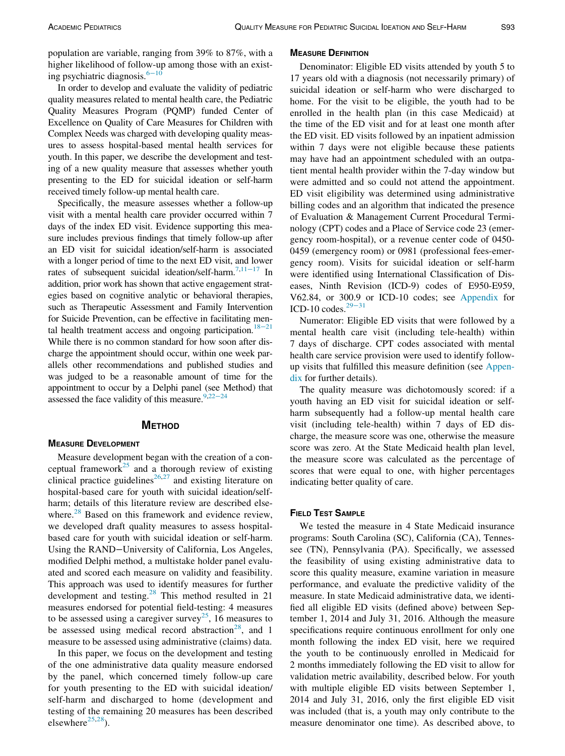population are variable, ranging from 39% to 87%, with a higher likelihood of follow-up among those with an existing psychiatric diagnosis.[6−10]

In order to develop and evaluate the validity of pediatric quality measures related to mental health care, the Pediatric Quality Measures Program (PQMP) funded Center of Excellence on Quality of Care Measures for Children with Complex Needs was charged with developing quality measures to assess hospital-based mental health services for youth. In this paper, we describe the development and testing of a new quality measure that assesses whether youth presenting to the ED for suicidal ideation or self-harm received timely follow-up mental health care.

Specifically, the measure assesses whether a follow-up visit with a mental health care provider occurred within 7 days of the index ED visit. Evidence supporting this measure includes previous findings that timely follow-up after an ED visit for suicidal ideation/self-harm is associated with a longer period of time to the next ED visit, and lower rates of subsequent suicidal ideation/self-harm.[7,11−17] In addition, prior work has shown that active engagement strategies based on cognitive analytic or behavioral therapies, such as Therapeutic Assessment and Family Intervention for Suicide Prevention, can be effective in facilitating mental health treatment access and ongoing participation.[18−21] While there is no common standard for how soon after discharge the appointment should occur, within one week parallels other recommendations and published studies and was judged to be a reasonable amount of time for the appointment to occur by a Delphi panel (see Method) that assessed the face validity of this measure.[9,22−24]

## Method

### Measure Development

Measure development began with the creation of a conceptual framework[25] and a thorough review of existing clinical practice guidelines[26,27] and existing literature on hospital-based care for youth with suicidal ideation/self-harm; details of this literature review are described elsewhere.[28] Based on this framework and evidence review, we developed draft quality measures to assess hospital-based care for youth with suicidal ideation or self-harm. Using the RAND−University of California, Los Angeles, modified Delphi method, a multistake holder panel evaluated and scored each measure on validity and feasibility. This approach was used to identify measures for further development and testing.[28] This method resulted in 21 measures endorsed for potential field-testing: 4 measures to be assessed using a caregiver survey[25], 16 measures to be assessed using medical record abstraction[28], and 1 measure to be assessed using administrative (claims) data.

In this paper, we focus on the development and testing of the one administrative data quality measure endorsed by the panel, which concerned timely follow-up care for youth presenting to the ED with suicidal ideation/self-harm and discharged to home (development and testing of the remaining 20 measures has been described elsewhere[25,28]).

### Measure Definition

Denominator: Eligible ED visits attended by youth 5 to 17 years old with a diagnosis (not necessarily primary) of suicidal ideation or self-harm who were discharged to home. For the visit to be eligible, the youth had to be enrolled in the health plan (in this case Medicaid) at the time of the ED visit and for at least one month after the ED visit. ED visits followed by an inpatient admission within 7 days were not eligible because these patients may have had an appointment scheduled with an outpatient mental health provider within the 7-day window but were admitted and so could not attend the appointment. ED visit eligibility was determined using administrative billing codes and an algorithm that indicated the presence of Evaluation & Management Current Procedural Terminology (CPT) codes and a Place of Service code 23 (emergency room-hospital), or a revenue center code of 0450-0459 (emergency room) or 0981 (professional fees-emergency room). Visits for suicidal ideation or self-harm were identified using International Classification of Diseases, Ninth Revision (ICD-9) codes of E950-E959, V62.84, or 300.9 or ICD-10 codes; see Appendix for ICD-10 codes.[29−31]

Numerator: Eligible ED visits that were followed by a mental health care visit (including tele-health) within 7 days of discharge. CPT codes associated with mental health care service provision were used to identify follow-up visits that fulfilled this measure definition (see Appendix for further details).

The quality measure was dichotomously scored: if a youth having an ED visit for suicidal ideation or self-harm subsequently had a follow-up mental health care visit (including tele-health) within 7 days of ED discharge, the measure score was one, otherwise the measure score was zero. At the State Medicaid health plan level, the measure score was calculated as the percentage of scores that were equal to one, with higher percentages indicating better quality of care.

### Field Test Sample

We tested the measure in 4 State Medicaid insurance programs: South Carolina (SC), California (CA), Tennessee (TN), Pennsylvania (PA). Specifically, we assessed the feasibility of using existing administrative data to score this quality measure, examine variation in measure performance, and evaluate the predictive validity of the measure. In state Medicaid administrative data, we identified all eligible ED visits (defined above) between September 1, 2014 and July 31, 2016. Although the measure specifications require continuous enrollment for only one month following the index ED visit, here we required the youth to be continuously enrolled in Medicaid for 2 months immediately following the ED visit to allow for validation metric availability, described below. For youth with multiple eligible ED visits between September 1, 2014 and July 31, 2016, only the first eligible ED visit was included (that is, a youth may only contribute to the measure denominator one time). As described above, to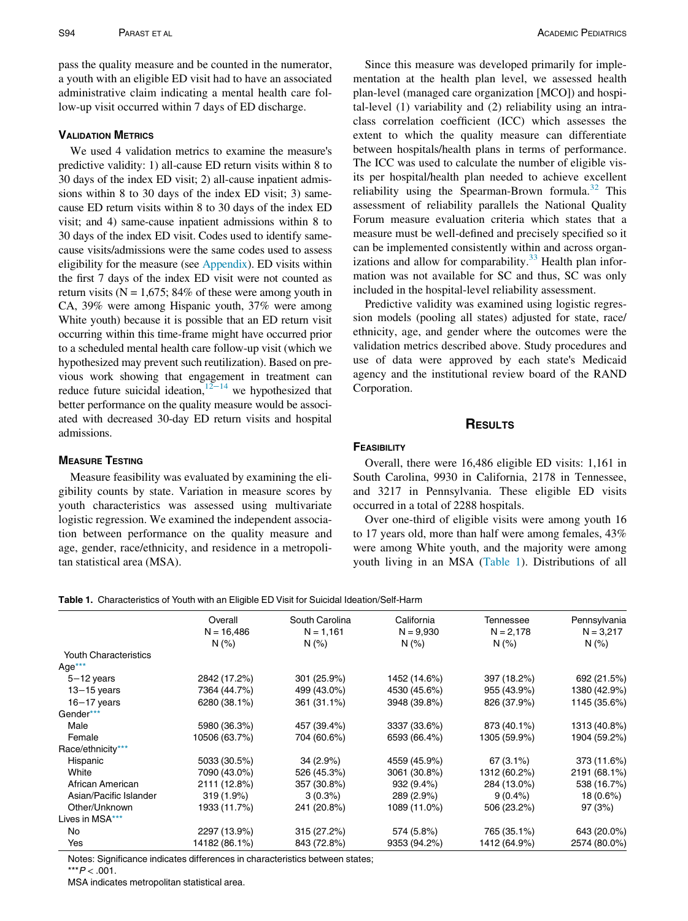pass the quality measure and be counted in the numerator, a youth with an eligible ED visit had to have an associated administrative claim indicating a mental health care follow-up visit occurred within 7 days of ED discharge.

### Validation Metrics

We used 4 validation metrics to examine the measure's predictive validity: 1) all-cause ED return visits within 8 to 30 days of the index ED visit; 2) all-cause inpatient admissions within 8 to 30 days of the index ED visit; 3) same-cause ED return visits within 8 to 30 days of the index ED visit; and 4) same-cause inpatient admissions within 8 to 30 days of the index ED visit. Codes used to identify same-cause visits/admissions were the same codes used to assess eligibility for the measure (see Appendix). ED visits within the first 7 days of the index ED visit were not counted as return visits (N = 1,675; 84% of these were among youth in CA, 39% were among Hispanic youth, 37% were among White youth) because it is possible that an ED return visit occurring within this time-frame might have occurred prior to a scheduled mental health care follow-up visit (which we hypothesized may prevent such reutilization). Based on previous work showing that engagement in treatment can reduce future suicidal ideation,[12−14] we hypothesized that better performance on the quality measure would be associated with decreased 30-day ED return visits and hospital admissions.

### Measure Testing

Measure feasibility was evaluated by examining the eligibility counts by state. Variation in measure scores by youth characteristics was assessed using multivariate logistic regression. We examined the independent association between performance on the quality measure and age, gender, race/ethnicity, and residence in a metropolitan statistical area (MSA).

Since this measure was developed primarily for implementation at the health plan level, we assessed health plan-level (managed care organization [MCO]) and hospital-level (1) variability and (2) reliability using an intraclass correlation coefficient (ICC) which assesses the extent to which the quality measure can differentiate between hospitals/health plans in terms of performance. The ICC was used to calculate the number of eligible visits per hospital/health plan needed to achieve excellent reliability using the Spearman-Brown formula.[32] This assessment of reliability parallels the National Quality Forum measure evaluation criteria which states that a measure must be well-defined and precisely specified so it can be implemented consistently within and across organizations and allow for comparability.[33] Health plan information was not available for SC and thus, SC was only included in the hospital-level reliability assessment.

Predictive validity was examined using logistic regression models (pooling all states) adjusted for state, race/ethnicity, age, and gender where the outcomes were the validation metrics described above. Study procedures and use of data were approved by each state's Medicaid agency and the institutional review board of the RAND Corporation.

## Results

### Feasibility

Overall, there were 16,486 eligible ED visits: 1,161 in South Carolina, 9930 in California, 2178 in Tennessee, and 3217 in Pennsylvania. These eligible ED visits occurred in a total of 2288 hospitals.

Over one-third of eligible visits were among youth 16 to 17 years old, more than half were among females, 43% were among White youth, and the majority were among youth living in an MSA (Table 1). Distributions of all

**Table 1.** Characteristics of Youth with an Eligible ED Visit for Suicidal Ideation/Self-Harm

| | Overall N = 16,486 N (%) | South Carolina N = 1,161 N (%) | California N = 9,930 N (%) | Tennessee N = 2,178 N (%) | Pennsylvania N = 3,217 N (%) |
|---|---|---|---|---|---|
| Youth Characteristics | | | | | |
| Age*** | | | | | |
| 5−12 years | 2842 (17.2%) | 301 (25.9%) | 1452 (14.6%) | 397 (18.2%) | 692 (21.5%) |
| 13−15 years | 7364 (44.7%) | 499 (43.0%) | 4530 (45.6%) | 955 (43.9%) | 1380 (42.9%) |
| 16−17 years | 6280 (38.1%) | 361 (31.1%) | 3948 (39.8%) | 826 (37.9%) | 1145 (35.6%) |
| Gender*** | | | | | |
| Male | 5980 (36.3%) | 457 (39.4%) | 3337 (33.6%) | 873 (40.1%) | 1313 (40.8%) |
| Female | 10506 (63.7%) | 704 (60.6%) | 6593 (66.4%) | 1305 (59.9%) | 1904 (59.2%) |
| Race/ethnicity*** | | | | | |
| Hispanic | 5033 (30.5%) | 34 (2.9%) | 4559 (45.9%) | 67 (3.1%) | 373 (11.6%) |
| White | 7090 (43.0%) | 526 (45.3%) | 3061 (30.8%) | 1312 (60.2%) | 2191 (68.1%) |
| African American | 2111 (12.8%) | 357 (30.8%) | 932 (9.4%) | 284 (13.0%) | 538 (16.7%) |
| Asian/Pacific Islander | 319 (1.9%) | 3 (0.3%) | 289 (2.9%) | 9 (0.4%) | 18 (0.6%) |
| Other/Unknown | 1933 (11.7%) | 241 (20.8%) | 1089 (11.0%) | 506 (23.2%) | 97 (3%) |
| Lives in MSA*** | | | | | |
| No | 2297 (13.9%) | 315 (27.2%) | 574 (5.8%) | 765 (35.1%) | 643 (20.0%) |
| Yes | 14182 (86.1%) | 843 (72.8%) | 9353 (94.2%) | 1412 (64.9%) | 2574 (80.0%) |

Notes: Significance indicates differences in characteristics between states;
***$P < .001$.
MSA indicates metropolitan statistical area.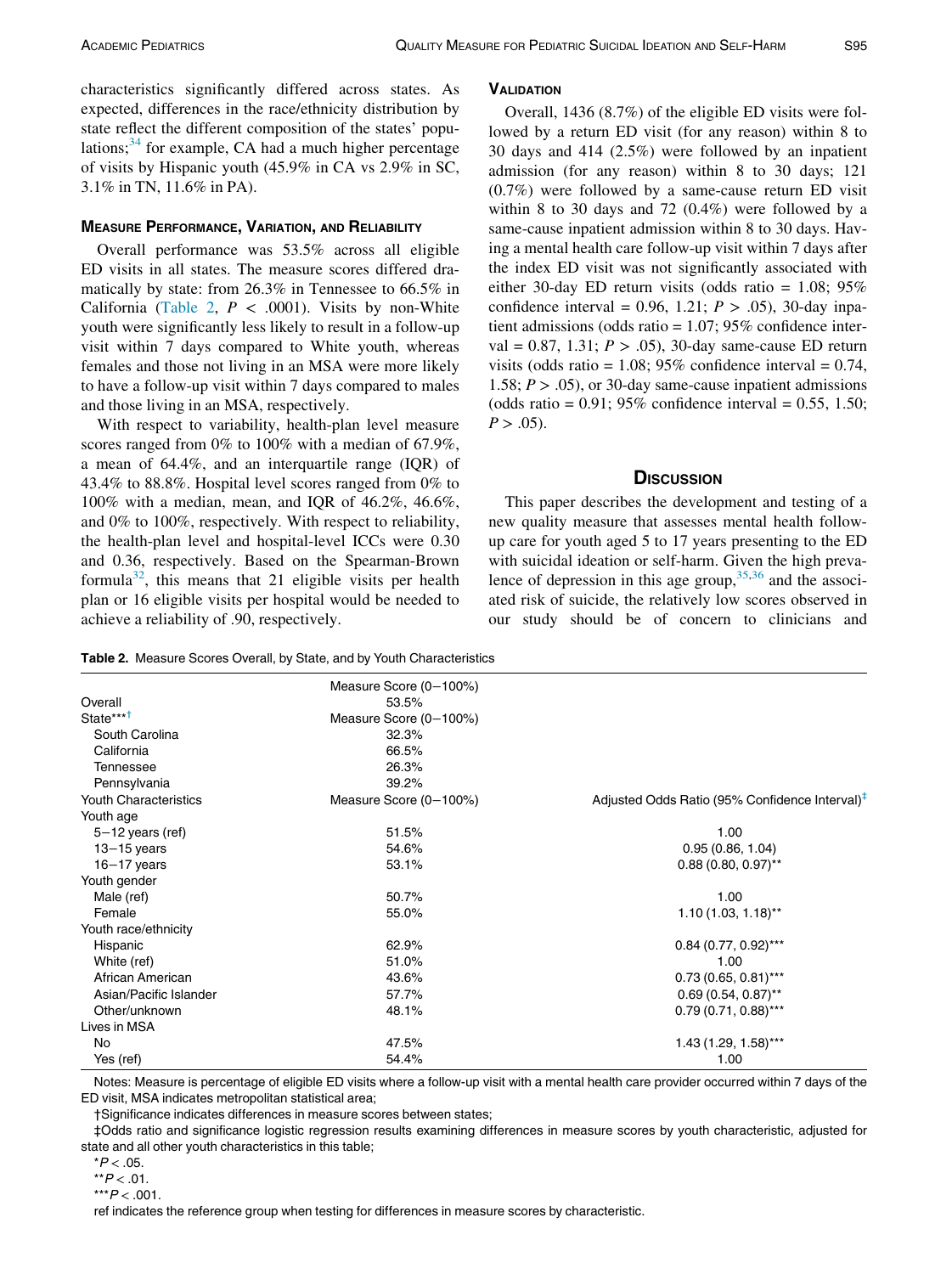characteristics significantly differed across states. As expected, differences in the race/ethnicity distribution by state reflect the different composition of the states' populations;[34] for example, CA had a much higher percentage of visits by Hispanic youth (45.9% in CA vs 2.9% in SC, 3.1% in TN, 11.6% in PA).

### Measure Performance, Variation, and Reliability

Overall performance was 53.5% across all eligible ED visits in all states. The measure scores differed dramatically by state: from 26.3% in Tennessee to 66.5% in California (Table 2, $P < .0001$). Visits by non-White youth were significantly less likely to result in a follow-up visit within 7 days compared to White youth, whereas females and those not living in an MSA were more likely to have a follow-up visit within 7 days compared to males and those living in an MSA, respectively.

With respect to variability, health-plan level measure scores ranged from 0% to 100% with a median of 67.9%, a mean of 64.4%, and an interquartile range (IQR) of 43.4% to 88.8%. Hospital level scores ranged from 0% to 100% with a median, mean, and IQR of 46.2%, 46.6%, and 0% to 100%, respectively. With respect to reliability, the health-plan level and hospital-level ICCs were 0.30 and 0.36, respectively. Based on the Spearman-Brown formula[32], this means that 21 eligible visits per health plan or 16 eligible visits per hospital would be needed to achieve a reliability of .90, respectively.

### Validation

Overall, 1436 (8.7%) of the eligible ED visits were followed by a return ED visit (for any reason) within 8 to 30 days and 414 (2.5%) were followed by an inpatient admission (for any reason) within 8 to 30 days; 121 (0.7%) were followed by a same-cause return ED visit within 8 to 30 days and 72 (0.4%) were followed by a same-cause inpatient admission within 8 to 30 days. Having a mental health care follow-up visit within 7 days after the index ED visit was not significantly associated with either 30-day ED return visits (odds ratio = 1.08; 95% confidence interval = 0.96, 1.21; $P > .05$), 30-day inpatient admissions (odds ratio = 1.07; 95% confidence interval = 0.87, 1.31; $P > .05$), 30-day same-cause ED return visits (odds ratio = 1.08; 95% confidence interval = 0.74, 1.58; $P > .05$), or 30-day same-cause inpatient admissions (odds ratio = 0.91; 95% confidence interval = 0.55, 1.50; $P > .05$).

## Discussion

This paper describes the development and testing of a new quality measure that assesses mental health follow-up care for youth aged 5 to 17 years presenting to the ED with suicidal ideation or self-harm. Given the high prevalence of depression in this age group,[35,36] and the associated risk of suicide, the relatively low scores observed in our study should be of concern to clinicians and

**Table 2.** Measure Scores Overall, by State, and by Youth Characteristics

| | Measure Score (0–100%) | |
|---|---|---|
| Overall | 53.5% | |
| State***† | Measure Score (0–100%) | |
| South Carolina | 32.3% | |
| California | 66.5% | |
| Tennessee | 26.3% | |
| Pennsylvania | 39.2% | |
| Youth Characteristics | Measure Score (0–100%) | Adjusted Odds Ratio (95% Confidence Interval)‡ |
| Youth age | | |
| 5–12 years (ref) | 51.5% | 1.00 |
| 13–15 years | 54.6% | 0.95 (0.86, 1.04) |
| 16–17 years | 53.1% | 0.88 (0.80, 0.97)** |
| Youth gender | | |
| Male (ref) | 50.7% | 1.00 |
| Female | 55.0% | 1.10 (1.03, 1.18)** |
| Youth race/ethnicity | | |
| Hispanic | 62.9% | 0.84 (0.77, 0.92)*** |
| White (ref) | 51.0% | 1.00 |
| African American | 43.6% | 0.73 (0.65, 0.81)*** |
| Asian/Pacific Islander | 57.7% | 0.69 (0.54, 0.87)** |
| Other/unknown | 48.1% | 0.79 (0.71, 0.88)*** |
| Lives in MSA | | |
| No | 47.5% | 1.43 (1.29, 1.58)*** |
| Yes (ref) | 54.4% | 1.00 |

Notes: Measure is percentage of eligible ED visits where a follow-up visit with a mental health care provider occurred within 7 days of the ED visit, MSA indicates metropolitan statistical area;

†Significance indicates differences in measure scores between states;

‡Odds ratio and significance logistic regression results examining differences in measure scores by youth characteristic, adjusted for state and all other youth characteristics in this table;

*$P < .05$.

**$P < .01$.

***$P < .001$.

ref indicates the reference group when testing for differences in measure scores by characteristic.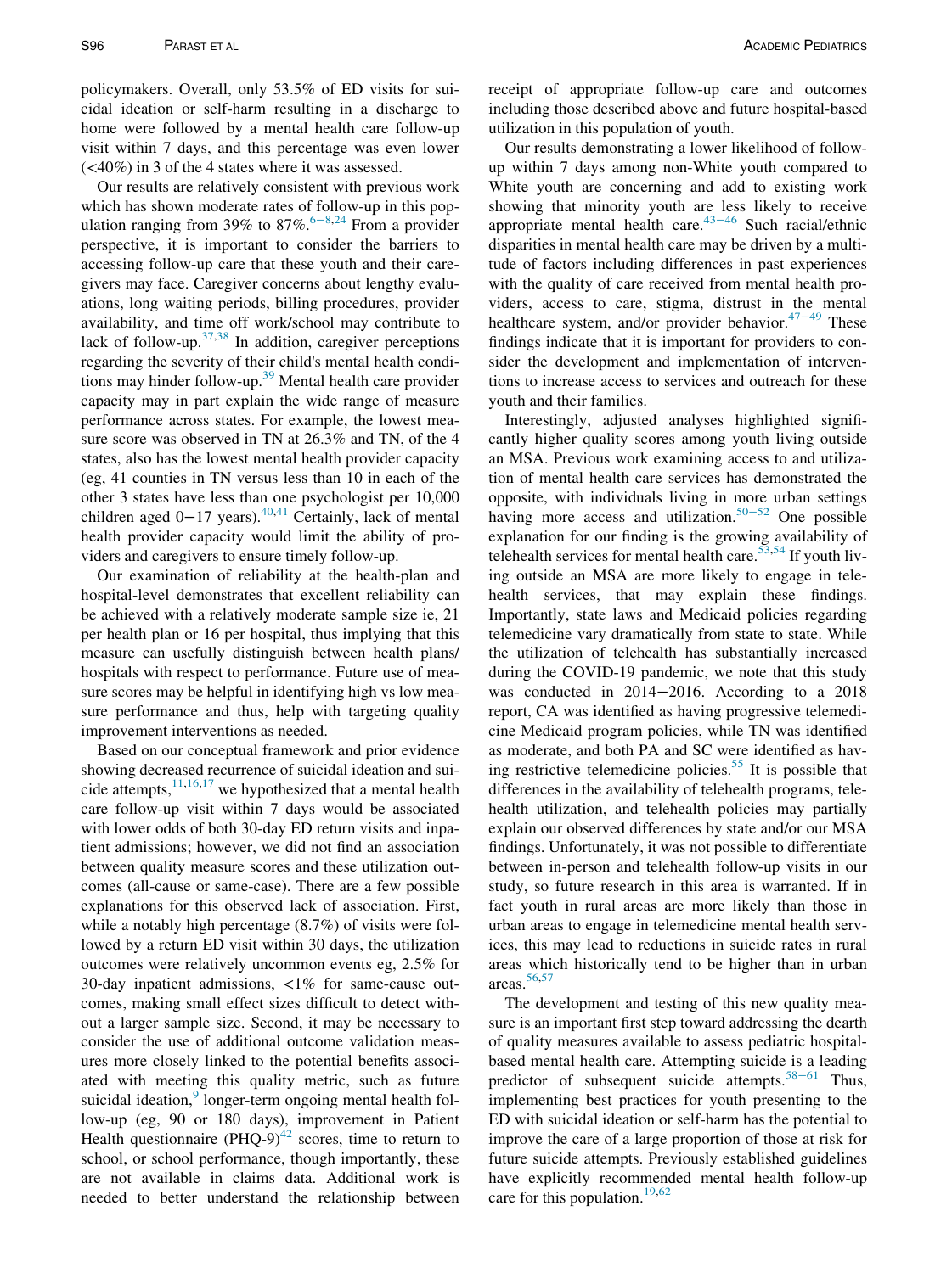policymakers. Overall, only 53.5% of ED visits for suicidal ideation or self-harm resulting in a discharge to home were followed by a mental health care follow-up visit within 7 days, and this percentage was even lower (<40%) in 3 of the 4 states where it was assessed.

Our results are relatively consistent with previous work which has shown moderate rates of follow-up in this population ranging from 39% to 87%.[6–8,24] From a provider perspective, it is important to consider the barriers to accessing follow-up care that these youth and their caregivers may face. Caregiver concerns about lengthy evaluations, long waiting periods, billing procedures, provider availability, and time off work/school may contribute to lack of follow-up.[37,38] In addition, caregiver perceptions regarding the severity of their child's mental health conditions may hinder follow-up.[39] Mental health care provider capacity may in part explain the wide range of measure performance across states. For example, the lowest measure score was observed in TN at 26.3% and TN, of the 4 states, also has the lowest mental health provider capacity (eg, 41 counties in TN versus less than 10 in each of the other 3 states have less than one psychologist per 10,000 children aged 0−17 years).[40,41] Certainly, lack of mental health provider capacity would limit the ability of providers and caregivers to ensure timely follow-up.

Our examination of reliability at the health-plan and hospital-level demonstrates that excellent reliability can be achieved with a relatively moderate sample size ie, 21 per health plan or 16 per hospital, thus implying that this measure can usefully distinguish between health plans/hospitals with respect to performance. Future use of measure scores may be helpful in identifying high vs low measure performance and thus, help with targeting quality improvement interventions as needed.

Based on our conceptual framework and prior evidence showing decreased recurrence of suicidal ideation and suicide attempts,[11,16,17] we hypothesized that a mental health care follow-up visit within 7 days would be associated with lower odds of both 30-day ED return visits and inpatient admissions; however, we did not find an association between quality measure scores and these utilization outcomes (all-cause or same-case). There are a few possible explanations for this observed lack of association. First, while a notably high percentage (8.7%) of visits were followed by a return ED visit within 30 days, the utilization outcomes were relatively uncommon events eg, 2.5% for 30-day inpatient admissions, <1% for same-cause outcomes, making small effect sizes difficult to detect without a larger sample size. Second, it may be necessary to consider the use of additional outcome validation measures more closely linked to the potential benefits associated with meeting this quality metric, such as future suicidal ideation,[9] longer-term ongoing mental health follow-up (eg, 90 or 180 days), improvement in Patient Health questionnaire (PHQ-9)[42] scores, time to return to school, or school performance, though importantly, these are not available in claims data. Additional work is needed to better understand the relationship between receipt of appropriate follow-up care and outcomes including those described above and future hospital-based utilization in this population of youth.

Our results demonstrating a lower likelihood of follow-up within 7 days among non-White youth compared to White youth are concerning and add to existing work showing that minority youth are less likely to receive appropriate mental health care.[43–46] Such racial/ethnic disparities in mental health care may be driven by a multitude of factors including differences in past experiences with the quality of care received from mental health providers, access to care, stigma, distrust in the mental healthcare system, and/or provider behavior.[47–49] These findings indicate that it is important for providers to consider the development and implementation of interventions to increase access to services and outreach for these youth and their families.

Interestingly, adjusted analyses highlighted significantly higher quality scores among youth living outside an MSA. Previous work examining access to and utilization of mental health care services has demonstrated the opposite, with individuals living in more urban settings having more access and utilization.[50–52] One possible explanation for our finding is the growing availability of telehealth services for mental health care.[53,54] If youth living outside an MSA are more likely to engage in telehealth services, that may explain these findings. Importantly, state laws and Medicaid policies regarding telemedicine vary dramatically from state to state. While the utilization of telehealth has substantially increased during the COVID-19 pandemic, we note that this study was conducted in 2014−2016. According to a 2018 report, CA was identified as having progressive telemedicine Medicaid program policies, while TN was identified as moderate, and both PA and SC were identified as having restrictive telemedicine policies.[55] It is possible that differences in the availability of telehealth programs, telehealth utilization, and telehealth policies may partially explain our observed differences by state and/or our MSA findings. Unfortunately, it was not possible to differentiate between in-person and telehealth follow-up visits in our study, so future research in this area is warranted. If in fact youth in rural areas are more likely than those in urban areas to engage in telemedicine mental health services, this may lead to reductions in suicide rates in rural areas which historically tend to be higher than in urban areas.[56,57]

The development and testing of this new quality measure is an important first step toward addressing the dearth of quality measures available to assess pediatric hospital-based mental health care. Attempting suicide is a leading predictor of subsequent suicide attempts.[58–61] Thus, implementing best practices for youth presenting to the ED with suicidal ideation or self-harm has the potential to improve the care of a large proportion of those at risk for future suicide attempts. Previously established guidelines have explicitly recommended mental health follow-up care for this population.[19,62]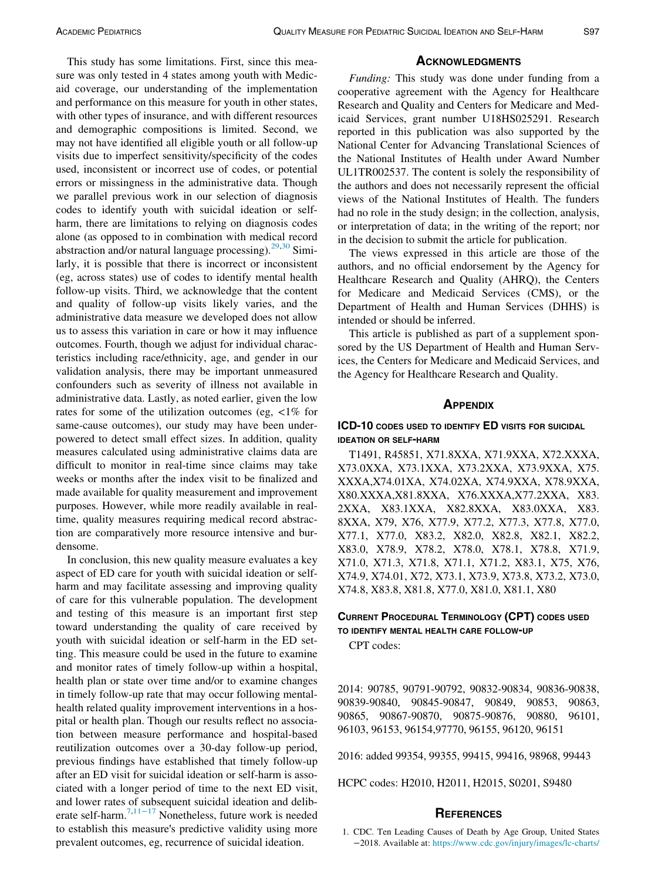This study has some limitations. First, since this measure was only tested in 4 states among youth with Medicaid coverage, our understanding of the implementation and performance on this measure for youth in other states, with other types of insurance, and with different resources and demographic compositions is limited. Second, we may not have identified all eligible youth or all follow-up visits due to imperfect sensitivity/specificity of the codes used, inconsistent or incorrect use of codes, or potential errors or missingness in the administrative data. Though we parallel previous work in our selection of diagnosis codes to identify youth with suicidal ideation or self-harm, there are limitations to relying on diagnosis codes alone (as opposed to in combination with medical record abstraction and/or natural language processing).[29,30] Similarly, it is possible that there is incorrect or inconsistent (eg, across states) use of codes to identify mental health follow-up visits. Third, we acknowledge that the content and quality of follow-up visits likely varies, and the administrative data measure we developed does not allow us to assess this variation in care or how it may influence outcomes. Fourth, though we adjust for individual characteristics including race/ethnicity, age, and gender in our validation analysis, there may be important unmeasured confounders such as severity of illness not available in administrative data. Lastly, as noted earlier, given the low rates for some of the utilization outcomes (eg, <1% for same-cause outcomes), our study may have been underpowered to detect small effect sizes. In addition, quality measures calculated using administrative claims data are difficult to monitor in real-time since claims may take weeks or months after the index visit to be finalized and made available for quality measurement and improvement purposes. However, while more readily available in real-time, quality measures requiring medical record abstraction are comparatively more resource intensive and burdensome.

In conclusion, this new quality measure evaluates a key aspect of ED care for youth with suicidal ideation or self-harm and may facilitate assessing and improving quality of care for this vulnerable population. The development and testing of this measure is an important first step toward understanding the quality of care received by youth with suicidal ideation or self-harm in the ED setting. This measure could be used in the future to examine and monitor rates of timely follow-up within a hospital, health plan or state over time and/or to examine changes in timely follow-up rate that may occur following mental-health related quality improvement interventions in a hospital or health plan. Though our results reflect no association between measure performance and hospital-based reutilization outcomes over a 30-day follow-up period, previous findings have established that timely follow-up after an ED visit for suicidal ideation or self-harm is associated with a longer period of time to the next ED visit, and lower rates of subsequent suicidal ideation and deliberate self-harm.[7,11–17] Nonetheless, future work is needed to establish this measure's predictive validity using more prevalent outcomes, eg, recurrence of suicidal ideation.

## Acknowledgments

*Funding:* This study was done under funding from a cooperative agreement with the Agency for Healthcare Research and Quality and Centers for Medicare and Medicaid Services, grant number U18HS025291. Research reported in this publication was also supported by the National Center for Advancing Translational Sciences of the National Institutes of Health under Award Number UL1TR002537. The content is solely the responsibility of the authors and does not necessarily represent the official views of the National Institutes of Health. The funders had no role in the study design; in the collection, analysis, or interpretation of data; in the writing of the report; nor in the decision to submit the article for publication.

The views expressed in this article are those of the authors, and no official endorsement by the Agency for Healthcare Research and Quality (AHRQ), the Centers for Medicare and Medicaid Services (CMS), or the Department of Health and Human Services (DHHS) is intended or should be inferred.

This article is published as part of a supplement sponsored by the US Department of Health and Human Services, the Centers for Medicare and Medicaid Services, and the Agency for Healthcare Research and Quality.

## Appendix

### ICD-10 codes used to identify ED visits for suicidal ideation or self-harm

T1491, R45851, X71.8XXA, X71.9XXA, X72.XXXA, X73.0XXA, X73.1XXA, X73.2XXA, X73.9XXA, X75.XXXA,X74.01XA, X74.02XA, X74.9XXA, X78.9XXA, X80.XXXA,X81.8XXA, X76.XXXA,X77.2XXA, X83.2XXA, X83.1XXA, X82.8XXA, X83.0XXA, X83.8XXA, X79, X76, X77.9, X77.2, X77.3, X77.8, X77.0, X77.1, X77.0, X83.2, X82.0, X82.8, X82.1, X82.2, X83.0, X78.9, X78.2, X78.0, X78.1, X78.8, X71.9, X71.0, X71.3, X71.8, X71.1, X71.2, X83.1, X75, X76, X74.9, X74.01, X72, X73.1, X73.9, X73.8, X73.2, X73.0, X74.8, X83.8, X81.8, X77.0, X81.0, X81.1, X80

### Current Procedural Terminology (CPT) codes used to identify mental health care follow-up

CPT codes:

2014: 90785, 90791-90792, 90832-90834, 90836-90838, 90839-90840, 90845-90847, 90849, 90853, 90863, 90865, 90867-90870, 90875-90876, 90880, 96101, 96103, 96153, 96154,97770, 96155, 96120, 96151

2016: added 99354, 99355, 99415, 99416, 98968, 99443

HCPC codes: H2010, H2011, H2015, S0201, S9480

## References

1. CDC. Ten Leading Causes of Death by Age Group, United States −2018. Available at: https://www.cdc.gov/injury/images/lc-charts/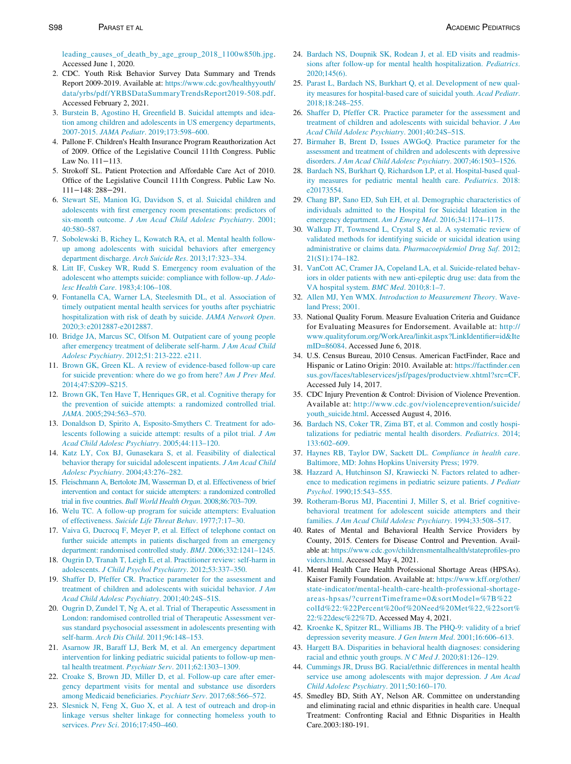leading_causes_of_death_by_age_group_2018_1100w850h.jpg. Accessed June 1, 2020.

2. CDC. Youth Risk Behavior Survey Data Summary and Trends Report 2009-2019. Available at: https://www.cdc.gov/healthyyouth/data/yrbs/pdf/YRBSDataSummaryTrendsReport2019-508.pdf. Accessed February 2, 2021.
3. Burstein B, Agostino H, Greenfield B. Suicidal attempts and ideation among children and adolescents in US emergency departments, 2007-2015. *JAMA Pediatr*. 2019;173:598–600.
4. Pallone F. Children's Health Insurance Program Reauthorization Act of 2009. Office of the Legislative Council 111th Congress. Public Law No. 111−113.
5. Strokoff SL. Patient Protection and Affordable Care Act of 2010. Office of the Legislative Council 111th Congress. Public Law No. 111−148: 288−291.
6. Stewart SE, Manion IG, Davidson S, et al. Suicidal children and adolescents with first emergency room presentations: predictors of six-month outcome. *J Am Acad Child Adolesc Psychiatry*. 2001; 40:580–587.
7. Sobolewski B, Richey L, Kowatch RA, et al. Mental health follow-up among adolescents with suicidal behaviors after emergency department discharge. *Arch Suicide Res*. 2013;17:323–334.
8. Litt IF, Cuskey WR, Rudd S. Emergency room evaluation of the adolescent who attempts suicide: compliance with follow-up. *J Adolesc Health Care*. 1983;4:106–108.
9. Fontanella CA, Warner LA, Steelesmith DL, et al. Association of timely outpatient mental health services for youths after psychiatric hospitalization with risk of death by suicide. *JAMA Network Open*. 2020;3:e2012887-e2012887.
10. Bridge JA, Marcus SC, Olfson M. Outpatient care of young people after emergency treatment of deliberate self-harm. *J Am Acad Child Adolesc Psychiatry*. 2012;51:213-222. e211.
11. Brown GK, Green KL. A review of evidence-based follow-up care for suicide prevention: where do we go from here? *Am J Prev Med*. 2014;47:S209–S215.
12. Brown GK, Ten Have T, Henriques GR, et al. Cognitive therapy for the prevention of suicide attempts: a randomized controlled trial. *JAMA*. 2005;294:563–570.
13. Donaldson D, Spirito A, Esposito-Smythers C. Treatment for adolescents following a suicide attempt: results of a pilot trial. *J Am Acad Child Adolesc Psychiatry*. 2005;44:113–120.
14. Katz LY, Cox BJ, Gunasekara S, et al. Feasibility of dialectical behavior therapy for suicidal adolescent inpatients. *J Am Acad Child Adolesc Psychiatry*. 2004;43:276–282.
15. Fleischmann A, Bertolote JM, Wasserman D, et al. Effectiveness of brief intervention and contact for suicide attempters: a randomized controlled trial in five countries. *Bull World Health Organ*. 2008;86:703–709.
16. Welu TC. A follow-up program for suicide attempters: Evaluation of effectiveness. *Suicide Life Threat Behav*. 1977;7:17–30.
17. Vaiva G, Ducrocq F, Meyer P, et al. Effect of telephone contact on further suicide attempts in patients discharged from an emergency department: randomised controlled study. *BMJ*. 2006;332:1241–1245.
18. Ougrin D, Tranah T, Leigh E, et al. Practitioner review: self-harm in adolescents. *J Child Psychol Psychiatry*. 2012;53:337–350.
19. Shaffer D, Pfeffer CR. Practice parameter for the assessment and treatment of children and adolescents with suicidal behavior. *J Am Acad Child Adolesc Psychiatry*. 2001;40:24S–51S.
20. Ougrin D, Zundel T, Ng A, et al. Trial of Therapeutic Assessment in London: randomised controlled trial of Therapeutic Assessment versus standard psychosocial assessment in adolescents presenting with self-harm. *Arch Dis Child*. 2011;96:148–153.
21. Asarnow JR, Baraff LJ, Berk M, et al. An emergency department intervention for linking pediatric suicidal patients to follow-up mental health treatment. *Psychiatr Serv*. 2011;62:1303–1309.
22. Croake S, Brown JD, Miller D, et al. Follow-up care after emergency department visits for mental and substance use disorders among Medicaid beneficiaries. *Psychiatr Serv*. 2017;68:566–572.
23. Slesnick N, Feng X, Guo X, et al. A test of outreach and drop-in linkage versus shelter linkage for connecting homeless youth to services. *Prev Sci*. 2016;17:450–460.
24. Bardach NS, Doupnik SK, Rodean J, et al. ED visits and readmissions after follow-up for mental health hospitalization. *Pediatrics*. 2020;145(6).
25. Parast L, Bardach NS, Burkhart Q, et al. Development of new quality measures for hospital-based care of suicidal youth. *Acad Pediatr*. 2018;18:248–255.
26. Shaffer D, Pfeffer CR. Practice parameter for the assessment and treatment of children and adolescents with suicidal behavior. *J Am Acad Child Adolesc Psychiatry*. 2001;40:24S–51S.
27. Birmaher B, Brent D, Issues AWGoQ. Practice parameter for the assessment and treatment of children and adolescents with depressive disorders. *J Am Acad Child Adolesc Psychiatry*. 2007;46:1503–1526.
28. Bardach NS, Burkhart Q, Richardson LP, et al. Hospital-based quality measures for pediatric mental health care. *Pediatrics*. 2018: e20173554.
29. Chang BP, Sano ED, Suh EH, et al. Demographic characteristics of individuals admitted to the Hospital for Suicidal Ideation in the emergency department. *Am J Emerg Med*. 2016;34:1174–1175.
30. Walkup JT, Townsend L, Crystal S, et al. A systematic review of validated methods for identifying suicide or suicidal ideation using administrative or claims data. *Pharmacoepidemiol Drug Saf*. 2012; 21(S1):174–182.
31. VanCott AC, Cramer JA, Copeland LA, et al. Suicide-related behaviors in older patients with new anti-epileptic drug use: data from the VA hospital system. *BMC Med*. 2010;8:1–7.
32. Allen MJ, Yen WMX. *Introduction to Measurement Theory*. Waveland Press; 2001.
33. National Quality Forum. Measure Evaluation Criteria and Guidance for Evaluating Measures for Endorsement. Available at: http://www.qualityforum.org/WorkArea/linkit.aspx?LinkIdentifier=id&ItemID=86084. Accessed June 6, 2018.
34. U.S. Census Bureau, 2010 Census. American FactFinder, Race and Hispanic or Latino Origin: 2010. Available at: https://factfinder.census.gov/faces/tableservices/jsf/pages/productview.xhtml?src=CF. Accessed July 14, 2017.
35. CDC Injury Prevention & Control: Division of Violence Prevention. Available at: http://www.cdc.gov/violenceprevention/suicide/youth_suicide.html. Accessed August 4, 2016.
36. Bardach NS, Coker TR, Zima BT, et al. Common and costly hospitalizations for pediatric mental health disorders. *Pediatrics*. 2014; 133:602–609.
37. Haynes RB, Taylor DW, Sackett DL. *Compliance in health care*. Baltimore, MD: Johns Hopkins University Press; 1979.
38. Hazzard A, Hutchinson SJ, Krawiecki N. Factors related to adherence to medication regimens in pediatric seizure patients. *J Pediatr Psychol*. 1990;15:543–555.
39. Rotheram-Borus MJ, Piacentini J, Miller S, et al. Brief cognitive-behavioral treatment for adolescent suicide attempters and their families. *J Am Acad Child Adolesc Psychiatry*. 1994;33:508–517.
40. Rates of Mental and Behavioral Health Service Providers by County, 2015. Centers for Disease Control and Prevention. Available at: https://www.cdc.gov/childrensmentalhealth/stateprofiles-providers.html. Accessed May 4, 2021.
41. Mental Health Care Health Professional Shortage Areas (HPSAs). Kaiser Family Foundation. Available at: https://www.kff.org/other/state-indicator/mental-health-care-health-professional-shortage-areas-hpsas/?currentTimeframe=0&sortModel=%7B%22colId%22:%22Percent%20of%20Need%20Met%22,%22sort%22:%22desc%22%7D. Accessed May 4, 2021.
42. Kroenke K, Spitzer RL, Williams JB. The PHQ-9: validity of a brief depression severity measure. *J Gen Intern Med*. 2001;16:606–613.
43. Hargett BA. Disparities in behavioral health diagnoses: considering racial and ethnic youth groups. *N C Med J*. 2020;81:126–129.
44. Cummings JR, Druss BG. Racial/ethnic differences in mental health service use among adolescents with major depression. *J Am Acad Child Adolesc Psychiatry*. 2011;50:160–170.
45. Smedley BD, Stith AY, Nelson AR. Committee on understanding and eliminating racial and ethnic disparities in health care. Unequal Treatment: Confronting Racial and Ethnic Disparities in Health Care.2003:180-191.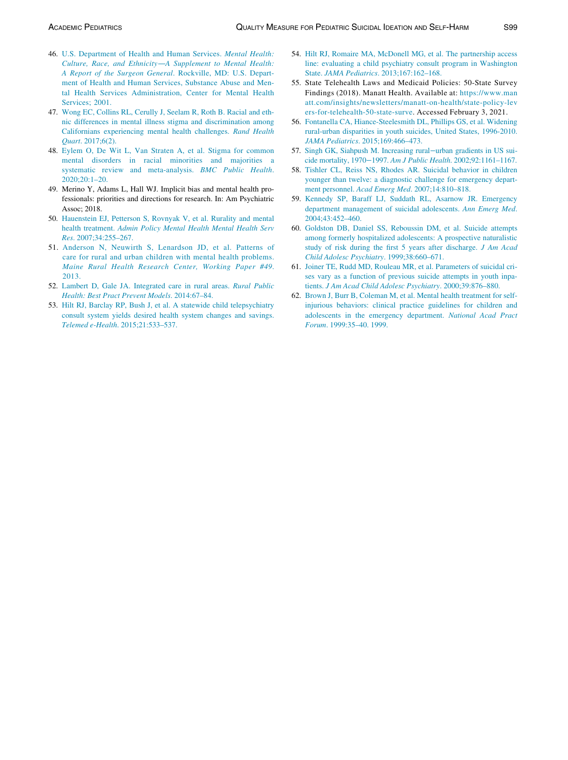46. U.S. Department of Health and Human Services. *Mental Health: Culture, Race, and Ethnicity—A Supplement to Mental Health: A Report of the Surgeon General*. Rockville, MD: U.S. Department of Health and Human Services, Substance Abuse and Mental Health Services Administration, Center for Mental Health Services; 2001.
47. Wong EC, Collins RL, Cerully J, Seelam R, Roth B. Racial and ethnic differences in mental illness stigma and discrimination among Californians experiencing mental health challenges. *Rand Health Quart*. 2017;6(2).
48. Eylem O, De Wit L, Van Straten A, et al. Stigma for common mental disorders in racial minorities and majorities a systematic review and meta-analysis. *BMC Public Health*. 2020;20:1–20.
49. Merino Y, Adams L, Hall WJ. Implicit bias and mental health professionals: priorities and directions for research. In: Am Psychiatric Assoc; 2018.
50. Hauenstein EJ, Petterson S, Rovnyak V, et al. Rurality and mental health treatment. *Admin Policy Mental Health Mental Health Serv Res*. 2007;34:255–267.
51. Anderson N, Neuwirth S, Lenardson JD, et al. Patterns of care for rural and urban children with mental health problems. *Maine Rural Health Research Center, Working Paper #49*. 2013.
52. Lambert D, Gale JA. Integrated care in rural areas. *Rural Public Health: Best Pract Prevent Models*. 2014:67–84.
53. Hilt RJ, Barclay RP, Bush J, et al. A statewide child telepsychiatry consult system yields desired health system changes and savings. *Telemed e-Health*. 2015;21:533–537.
54. Hilt RJ, Romaire MA, McDonell MG, et al. The partnership access line: evaluating a child psychiatry consult program in Washington State. *JAMA Pediatrics*. 2013;167:162–168.
55. State Telehealth Laws and Medicaid Policies: 50-State Survey Findings (2018). Manatt Health. Available at: https://www.manatt.com/insights/newsletters/manatt-on-health/state-policy-levers-for-telehealth-50-state-surve. Accessed February 3, 2021.
56. Fontanella CA, Hiance-Steelesmith DL, Phillips GS, et al. Widening rural-urban disparities in youth suicides, United States, 1996-2010. *JAMA Pediatrics*. 2015;169:466–473.
57. Singh GK, Siahpush M. Increasing rural−urban gradients in US suicide mortality, 1970−1997. *Am J Public Health*. 2002;92:1161–1167.
58. Tishler CL, Reiss NS, Rhodes AR. Suicidal behavior in children younger than twelve: a diagnostic challenge for emergency department personnel. *Acad Emerg Med*. 2007;14:810–818.
59. Kennedy SP, Baraff LJ, Suddath RL, Asarnow JR. Emergency department management of suicidal adolescents. *Ann Emerg Med*. 2004;43:452–460.
60. Goldston DB, Daniel SS, Reboussin DM, et al. Suicide attempts among formerly hospitalized adolescents: A prospective naturalistic study of risk during the first 5 years after discharge. *J Am Acad Child Adolesc Psychiatry*. 1999;38:660–671.
61. Joiner TE, Rudd MD, Rouleau MR, et al. Parameters of suicidal crises vary as a function of previous suicide attempts in youth inpatients. *J Am Acad Child Adolesc Psychiatry*. 2000;39:876–880.
62. Brown J, Burr B, Coleman M, et al. Mental health treatment for self-injurious behaviors: clinical practice guidelines for children and adolescents in the emergency department. *National Acad Pract Forum*. 1999:35–40. 1999.